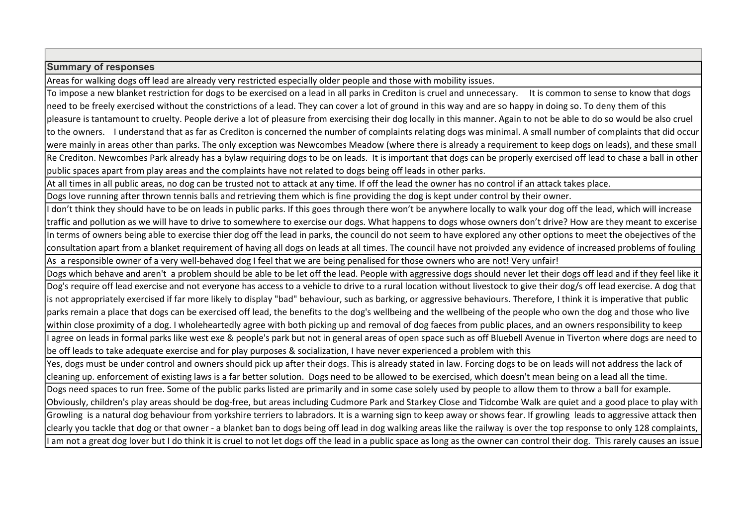| Summary of responses |
|---|
| Areas for walking dogs off lead are already very restricted especially older people and those with mobility issues. |
| To impose a new blanket restriction for dogs to be exercised on a lead in all parks in Crediton is cruel and unnecessary. It is common to sense to know that dogs need to be freely exercised without the constrictions of a lead. They can cover a lot of ground in this way and are so happy in doing so. To deny them of this pleasure is tantamount to cruelty. People derive a lot of pleasure from exercising their dog locally in this manner. Again to not be able to do so would be also cruel to the owners. I understand that as far as Crediton is concerned the number of complaints relating dogs was minimal. A small number of complaints that did occur were mainly in areas other than parks. The only exception was Newcombes Meadow (where there is already a requirement to keep dogs on leads), and these small |
| Re Crediton. Newcombes Park already has a bylaw requiring dogs to be on leads. It is important that dogs can be properly exercised off lead to chase a ball in other public spaces apart from play areas and the complaints have not related to dogs being off leads in other parks. |
| At all times in all public areas, no dog can be trusted not to attack at any time. If off the lead the owner has no control if an attack takes place. |
| Dogs love running after thrown tennis balls and retrieving them which is fine providing the dog is kept under control by their owner. |
| I don't think they should have to be on leads in public parks. If this goes through there won't be anywhere locally to walk your dog off the lead, which will increase traffic and pollution as we will have to drive to somewhere to exercise our dogs. What happens to dogs whose owners don't drive? How are they meant to excerise |
| In terms of owners being able to exercise thier dog off the lead in parks, the council do not seem to have explored any other options to meet the obejectives of the consultation apart from a blanket requirement of having all dogs on leads at all times. The council have not proivded any evidence of increased problems of fouling |
| As a responsible owner of a very well-behaved dog I feel that we are being penalised for those owners who are not! Very unfair! |
| Dogs which behave and aren't a problem should be able to be let off the lead. People with aggressive dogs should never let their dogs off lead and if they feel like it |
| Dog's require off lead exercise and not everyone has access to a vehicle to drive to a rural location without livestock to give their dog/s off lead exercise. A dog that is not appropriately exercised if far more likely to display "bad" behaviour, such as barking, or aggressive behaviours. Therefore, I think it is imperative that public parks remain a place that dogs can be exercised off lead, the benefits to the dog's wellbeing and the wellbeing of the people who own the dog and those who live within close proximity of a dog. I wholeheartedly agree with both picking up and removal of dog faeces from public places, and an owners responsibility to keep |
| I agree on leads in formal parks like west exe & people's park but not in general areas of open space such as off Bluebell Avenue in Tiverton where dogs are need to be off leads to take adequate exercise and for play purposes & socialization, I have never experienced a problem with this |
| Yes, dogs must be under control and owners should pick up after their dogs. This is already stated in law. Forcing dogs to be on leads will not address the lack of cleaning up. enforcement of existing laws is a far better solution. Dogs need to be allowed to be exercised, which doesn't mean being on a lead all the time. |
| Dogs need spaces to run free. Some of the public parks listed are primarily and in some case solely used by people to allow them to throw a ball for example. Obviously, children's play areas should be dog-free, but areas including Cudmore Park and Starkey Close and Tidcombe Walk are quiet and a good place to play with |
| Growling is a natural dog behaviour from yorkshire terriers to labradors. It is a warning sign to keep away or shows fear. If growling leads to aggressive attack then clearly you tackle that dog or that owner - a blanket ban to dogs being off lead in dog walking areas like the railway is over the top response to only 128 complaints, |
| I am not a great dog lover but I do think it is cruel to not let dogs off the lead in a public space as long as the owner can control their dog. This rarely causes an issue |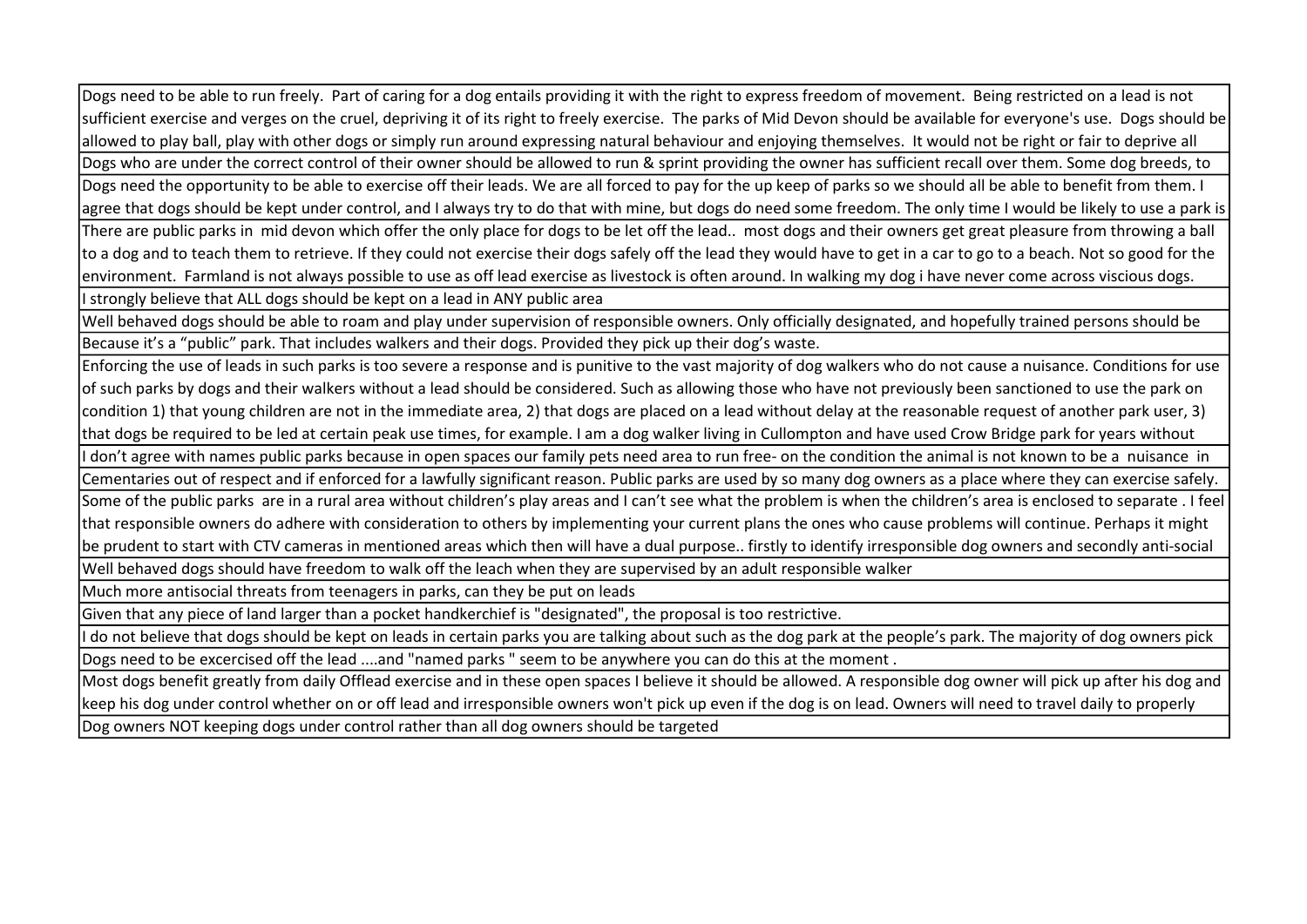| |
|---|
| Dogs need to be able to run freely. Part of caring for a dog entails providing it with the right to express freedom of movement. Being restricted on a lead is not sufficient exercise and verges on the cruel, depriving it of its right to freely exercise. The parks of Mid Devon should be available for everyone's use. Dogs should be allowed to play ball, play with other dogs or simply run around expressing natural behaviour and enjoying themselves. It would not be right or fair to deprive all |
| Dogs who are under the correct control of their owner should be allowed to run & sprint providing the owner has sufficient recall over them. Some dog breeds, to |
| Dogs need the opportunity to be able to exercise off their leads. We are all forced to pay for the up keep of parks so we should all be able to benefit from them. I agree that dogs should be kept under control, and I always try to do that with mine, but dogs do need some freedom. The only time I would be likely to use a park is |
| There are public parks in mid devon which offer the only place for dogs to be let off the lead.. most dogs and their owners get great pleasure from throwing a ball to a dog and to teach them to retrieve. If they could not exercise their dogs safely off the lead they would have to get in a car to go to a beach. Not so good for the environment. Farmland is not always possible to use as off lead exercise as livestock is often around. In walking my dog i have never come across viscious dogs. |
| I strongly believe that ALL dogs should be kept on a lead in ANY public area |
| Well behaved dogs should be able to roam and play under supervision of responsible owners. Only officially designated, and hopefully trained persons should be |
| Because it's a "public" park. That includes walkers and their dogs. Provided they pick up their dog's waste. |
| Enforcing the use of leads in such parks is too severe a response and is punitive to the vast majority of dog walkers who do not cause a nuisance. Conditions for use of such parks by dogs and their walkers without a lead should be considered. Such as allowing those who have not previously been sanctioned to use the park on condition 1) that young children are not in the immediate area, 2) that dogs are placed on a lead without delay at the reasonable request of another park user, 3) that dogs be required to be led at certain peak use times, for example. I am a dog walker living in Cullompton and have used Crow Bridge park for years without |
| I don't agree with names public parks because in open spaces our family pets need area to run free- on the condition the animal is not known to be a nuisance in |
| Cementaries out of respect and if enforced for a lawfully significant reason. Public parks are used by so many dog owners as a place where they can exercise safely. |
| Some of the public parks are in a rural area without children's play areas and I can't see what the problem is when the children's area is enclosed to separate . I feel that responsible owners do adhere with consideration to others by implementing your current plans the ones who cause problems will continue. Perhaps it might be prudent to start with CTV cameras in mentioned areas which then will have a dual purpose.. firstly to identify irresponsible dog owners and secondly anti-social |
| Well behaved dogs should have freedom to walk off the leach when they are supervised by an adult responsible walker |
| Much more antisocial threats from teenagers in parks, can they be put on leads |
| Given that any piece of land larger than a pocket handkerchief is "designated", the proposal is too restrictive. |
| I do not believe that dogs should be kept on leads in certain parks you are talking about such as the dog park at the people's park. The majority of dog owners pick |
| Dogs need to be excercised off the lead ....and "named parks " seem to be anywhere you can do this at the moment . |
| Most dogs benefit greatly from daily Offlead exercise and in these open spaces I believe it should be allowed. A responsible dog owner will pick up after his dog and keep his dog under control whether on or off lead and irresponsible owners won't pick up even if the dog is on lead. Owners will need to travel daily to properly |
| Dog owners NOT keeping dogs under control rather than all dog owners should be targeted |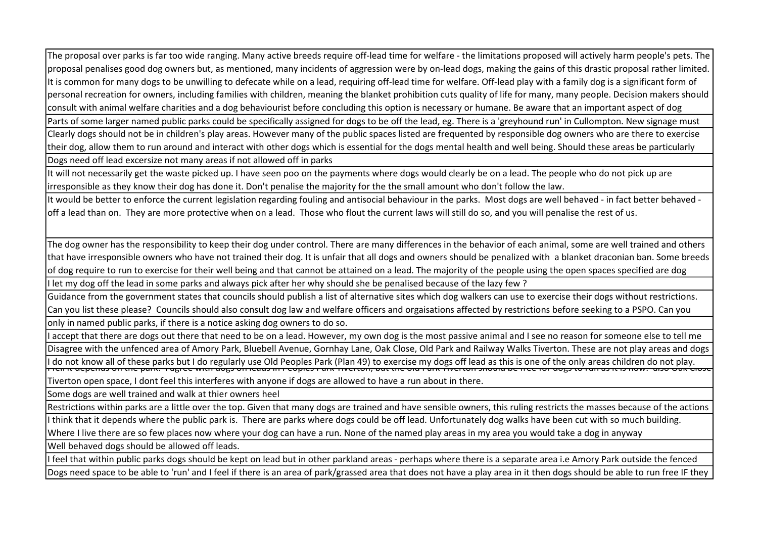| |
|---|
| The proposal over parks is far too wide ranging. Many active breeds require off-lead time for welfare - the limitations proposed will actively harm people's pets. The proposal penalises good dog owners but, as mentioned, many incidents of aggression were by on-lead dogs, making the gains of this drastic proposal rather limited. It is common for many dogs to be unwilling to defecate while on a lead, requiring off-lead time for welfare. Off-lead play with a family dog is a significant form of personal recreation for owners, including families with children, meaning the blanket prohibition cuts quality of life for many, many people. Decision makers should consult with animal welfare charities and a dog behaviourist before concluding this option is necessary or humane. Be aware that an important aspect of dog |
| Parts of some larger named public parks could be specifically assigned for dogs to be off the lead, eg. There is a 'greyhound run' in Cullompton. New signage must |
| Clearly dogs should not be in children's play areas. However many of the public spaces listed are frequented by responsible dog owners who are there to exercise their dog, allow them to run around and interact with other dogs which is essential for the dogs mental health and well being. Should these areas be particularly |
| Dogs need off lead excersize not many areas if not allowed off in parks |
| It will not necessarily get the waste picked up. I have seen poo on the payments where dogs would clearly be on a lead. The people who do not pick up are irresponsible as they know their dog has done it. Don't penalise the majority for the the small amount who don't follow the law. |
| It would be better to enforce the current legislation regarding fouling and antisocial behaviour in the parks. Most dogs are well behaved - in fact better behaved - off a lead than on. They are more protective when on a lead. Those who flout the current laws will still do so, and you will penalise the rest of us. |
| The dog owner has the responsibility to keep their dog under control. There are many differences in the behavior of each animal, some are well trained and others that have irresponsible owners who have not trained their dog. It is unfair that all dogs and owners should be penalized with a blanket draconian ban. Some breeds of dog require to run to exercise for their well being and that cannot be attained on a lead. The majority of the people using the open spaces specified are dog |
| I let my dog off the lead in some parks and always pick after her why should she be penalised because of the lazy few ? |
| Guidance from the government states that councils should publish a list of alternative sites which dog walkers can use to exercise their dogs without restrictions. Can you list these please? Councils should also consult dog law and welfare officers and orgaisations affected by restrictions before seeking to a PSPO. Can you |
| only in named public parks, if there is a notice asking dog owners to do so. |
| I accept that there are dogs out there that need to be on a lead. However, my own dog is the most passive animal and I see no reason for someone else to tell me |
| Disagree with the unfenced area of Amory Park, Bluebell Avenue, Gornhay Lane, Oak Close, Old Park and Railway Walks Tiverton. These are not play areas and dogs |
| I do not know all of these parks but I do regularly use Old Peoples Park (Plan 49) to exercise my dogs off lead as this is one of the only areas children do not play. |
| I feel it depends on the park. I agree with dogs on leads in Peoples Park Tiverton, but the Old Park Tiverton should be free for dogs to run as it is now. also Oak Close Tiverton open space, I dont feel this interferes with anyone if dogs are allowed to have a run about in there. |
| Some dogs are well trained and walk at thier owners heel |
| Restrictions within parks are a little over the top. Given that many dogs are trained and have sensible owners, this ruling restricts the masses because of the actions |
| I think that it depends where the public park is. There are parks where dogs could be off lead. Unfortunately dog walks have been cut with so much building. Where I live there are so few places now where your dog can have a run. None of the named play areas in my area you would take a dog in anyway |
| Well behaved dogs should be allowed off leads. |
| I feel that within public parks dogs should be kept on lead but in other parkland areas - perhaps where there is a separate area i.e Amory Park outside the fenced |
| Dogs need space to be able to 'run' and I feel if there is an area of park/grassed area that does not have a play area in it then dogs should be able to run free IF they |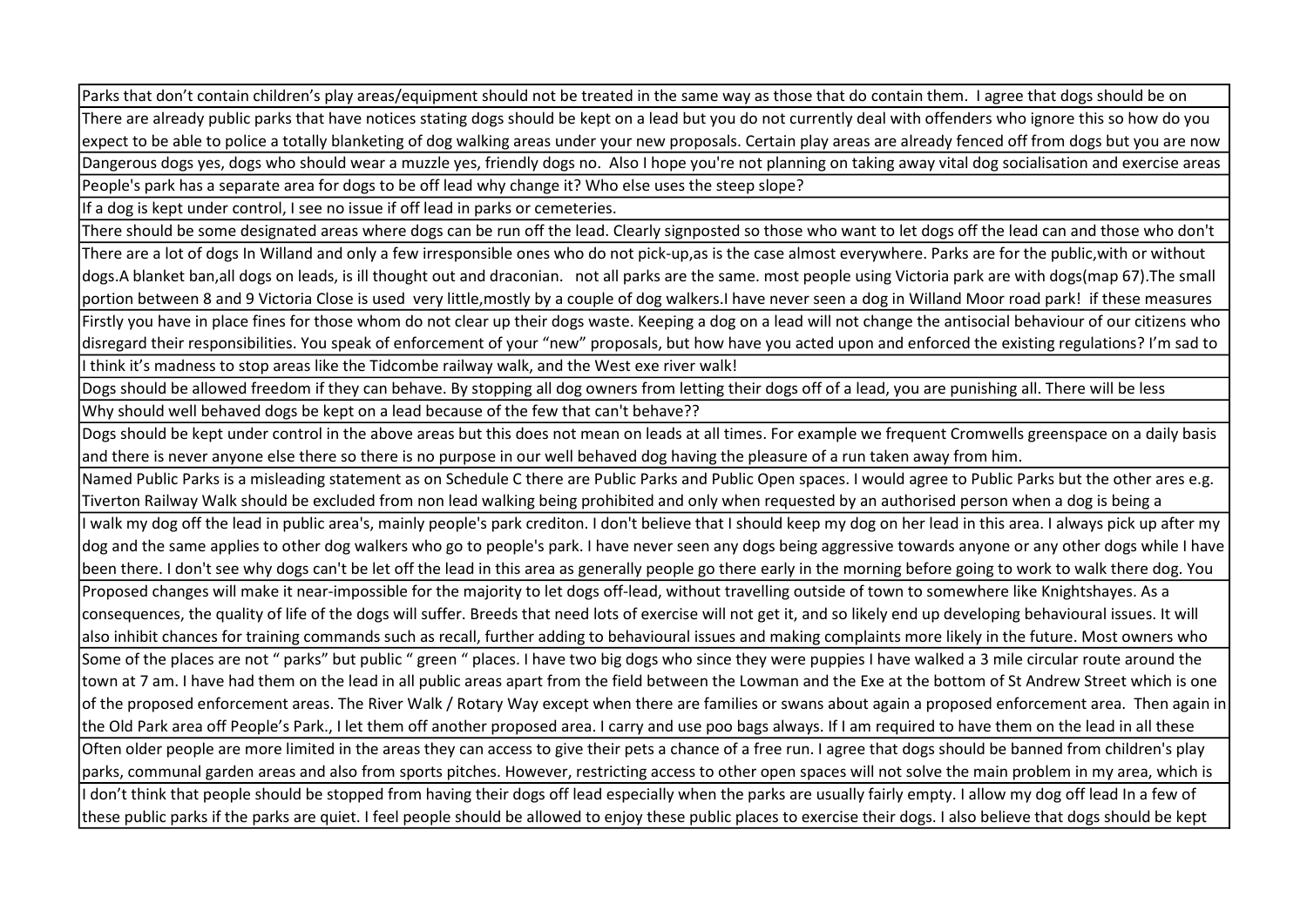| |
|---|
| Parts that don't contain children's play areas/equipment should not be treated in the same way as those that do contain them. I agree that dogs should be on |
| There are already public parks that have notices stating dogs should be kept on a lead but you do not currently deal with offenders who ignore this so how do you expect to be able to police a totally blanketing of dog walking areas under your new proposals. Certain play areas are already fenced off from dogs but you are now |
| Dangerous dogs yes, dogs who should wear a muzzle yes, friendly dogs no. Also I hope you're not planning on taking away vital dog socialisation and exercise areas |
| People's park has a separate area for dogs to be off lead why change it? Who else uses the steep slope? |
| If a dog is kept under control, I see no issue if off lead in parks or cemeteries. |
| There should be some designated areas where dogs can be run off the lead. Clearly signposted so those who want to let dogs off the lead can and those who don't |
| There are a lot of dogs In Willand and only a few irresponsible ones who do not pick-up,as is the case almost everywhere. Parks are for the public,with or without dogs.A blanket ban,all dogs on leads, is ill thought out and draconian. not all parks are the same. most people using Victoria park are with dogs(map 67).The small portion between 8 and 9 Victoria Close is used very little,mostly by a couple of dog walkers.I have never seen a dog in Willand Moor road park! if these measures |
| Firstly you have in place fines for those whom do not clear up their dogs waste. Keeping a dog on a lead will not change the antisocial behaviour of our citizens who disregard their responsibilities. You speak of enforcement of your "new" proposals, but how have you acted upon and enforced the existing regulations? I'm sad to |
| I think it's madness to stop areas like the Tidcombe railway walk, and the West exe river walk! |
| Dogs should be allowed freedom if they can behave. By stopping all dog owners from letting their dogs off of a lead, you are punishing all. There will be less |
| Why should well behaved dogs be kept on a lead because of the few that can't behave?? |
| Dogs should be kept under control in the above areas but this does not mean on leads at all times. For example we frequent Cromwells greenspace on a daily basis and there is never anyone else there so there is no purpose in our well behaved dog having the pleasure of a run taken away from him. |
| Named Public Parks is a misleading statement as on Schedule C there are Public Parks and Public Open spaces. I would agree to Public Parks but the other ares e.g. Tiverton Railway Walk should be excluded from non lead walking being prohibited and only when requested by an authorised person when a dog is being a |
| I walk my dog off the lead in public area's, mainly people's park crediton. I don't believe that I should keep my dog on her lead in this area. I always pick up after my dog and the same applies to other dog walkers who go to people's park. I have never seen any dogs being aggressive towards anyone or any other dogs while I have been there. I don't see why dogs can't be let off the lead in this area as generally people go there early in the morning before going to work to walk there dog. You |
| Proposed changes will make it near-impossible for the majority to let dogs off-lead, without travelling outside of town to somewhere like Knightshayes. As a consequences, the quality of life of the dogs will suffer. Breeds that need lots of exercise will not get it, and so likely end up developing behavioural issues. It will also inhibit chances for training commands such as recall, further adding to behavioural issues and making complaints more likely in the future. Most owners who |
| Some of the places are not " parks" but public " green " places. I have two big dogs who since they were puppies I have walked a 3 mile circular route around the town at 7 am. I have had them on the lead in all public areas apart from the field between the Lowman and the Exe at the bottom of St Andrew Street which is one of the proposed enforcement areas. The River Walk / Rotary Way except when there are families or swans about again a proposed enforcement area. Then again in the Old Park area off People's Park., I let them off another proposed area. I carry and use poo bags always. If I am required to have them on the lead in all these |
| Often older people are more limited in the areas they can access to give their pets a chance of a free run. I agree that dogs should be banned from children's play parks, communal garden areas and also from sports pitches. However, restricting access to other open spaces will not solve the main problem in my area, which is |
| I don't think that people should be stopped from having their dogs off lead especially when the parks are usually fairly empty. I allow my dog off lead In a few of these public parks if the parks are quiet. I feel people should be allowed to enjoy these public places to exercise their dogs. I also believe that dogs should be kept |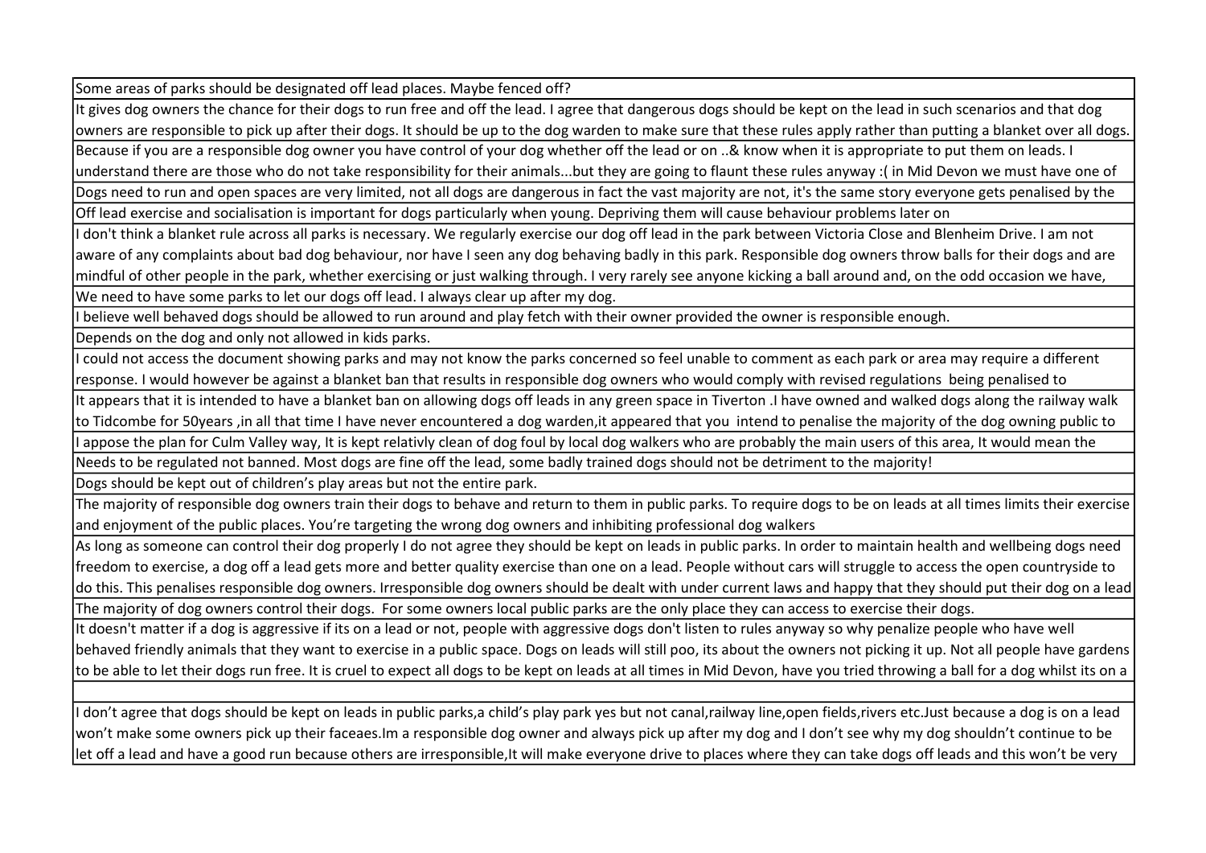| |
|---|
| Some areas of parks should be designated off lead places. Maybe fenced off? |
| It gives dog owners the chance for their dogs to run free and off the lead. I agree that dangerous dogs should be kept on the lead in such scenarios and that dog owners are responsible to pick up after their dogs. It should be up to the dog warden to make sure that these rules apply rather than putting a blanket over all dogs. |
| Because if you are a responsible dog owner you have control of your dog whether off the lead or on ..& know when it is appropriate to put them on leads. I understand there are those who do not take responsibility for their animals...but they are going to flaunt these rules anyway :( in Mid Devon we must have one of |
| Dogs need to run and open spaces are very limited, not all dogs are dangerous in fact the vast majority are not, it's the same story everyone gets penalised by the |
| Off lead exercise and socialisation is important for dogs particularly when young. Depriving them will cause behaviour problems later on |
| I don't think a blanket rule across all parks is necessary. We regularly exercise our dog off lead in the park between Victoria Close and Blenheim Drive. I am not aware of any complaints about bad dog behaviour, nor have I seen any dog behaving badly in this park. Responsible dog owners throw balls for their dogs and are mindful of other people in the park, whether exercising or just walking through. I very rarely see anyone kicking a ball around and, on the odd occasion we have, |
| We need to have some parks to let our dogs off lead. I always clear up after my dog. |
| I believe well behaved dogs should be allowed to run around and play fetch with their owner provided the owner is responsible enough. |
| Depends on the dog and only not allowed in kids parks. |
| I could not access the document showing parks and may not know the parks concerned so feel unable to comment as each park or area may require a different response. I would however be against a blanket ban that results in responsible dog owners who would comply with revised regulations being penalised to |
| It appears that it is intended to have a blanket ban on allowing dogs off leads in any green space in Tiverton .I have owned and walked dogs along the railway walk to Tidcombe for 50years ,in all that time I have never encountered a dog warden,it appeared that you intend to penalise the majority of the dog owning public to |
| I appose the plan for Culm Valley way, It is kept relativly clean of dog foul by local dog walkers who are probably the main users of this area, It would mean the |
| Needs to be regulated not banned. Most dogs are fine off the lead, some badly trained dogs should not be detriment to the majority! |
| Dogs should be kept out of children's play areas but not the entire park. |
| The majority of responsible dog owners train their dogs to behave and return to them in public parks. To require dogs to be on leads at all times limits their exercise and enjoyment of the public places. You're targeting the wrong dog owners and inhibiting professional dog walkers |
| As long as someone can control their dog properly I do not agree they should be kept on leads in public parks. In order to maintain health and wellbeing dogs need freedom to exercise, a dog off a lead gets more and better quality exercise than one on a lead. People without cars will struggle to access the open countryside to do this. This penalises responsible dog owners. Irresponsible dog owners should be dealt with under current laws and happy that they should put their dog on a lead |
| The majority of dog owners control their dogs. For some owners local public parks are the only place they can access to exercise their dogs. |
| It doesn't matter if a dog is aggressive if its on a lead or not, people with aggressive dogs don't listen to rules anyway so why penalize people who have well behaved friendly animals that they want to exercise in a public space. Dogs on leads will still poo, its about the owners not picking it up. Not all people have gardens to be able to let their dogs run free. It is cruel to expect all dogs to be kept on leads at all times in Mid Devon, have you tried throwing a ball for a dog whilst its on a |
| |
| I don't agree that dogs should be kept on leads in public parks,a child's play park yes but not canal,railway line,open fields,rivers etc.Just because a dog is on a lead won't make some owners pick up their faceaes.Im a responsible dog owner and always pick up after my dog and I don't see why my dog shouldn't continue to be let off a lead and have a good run because others are irresponsible,It will make everyone drive to places where they can take dogs off leads and this won't be very |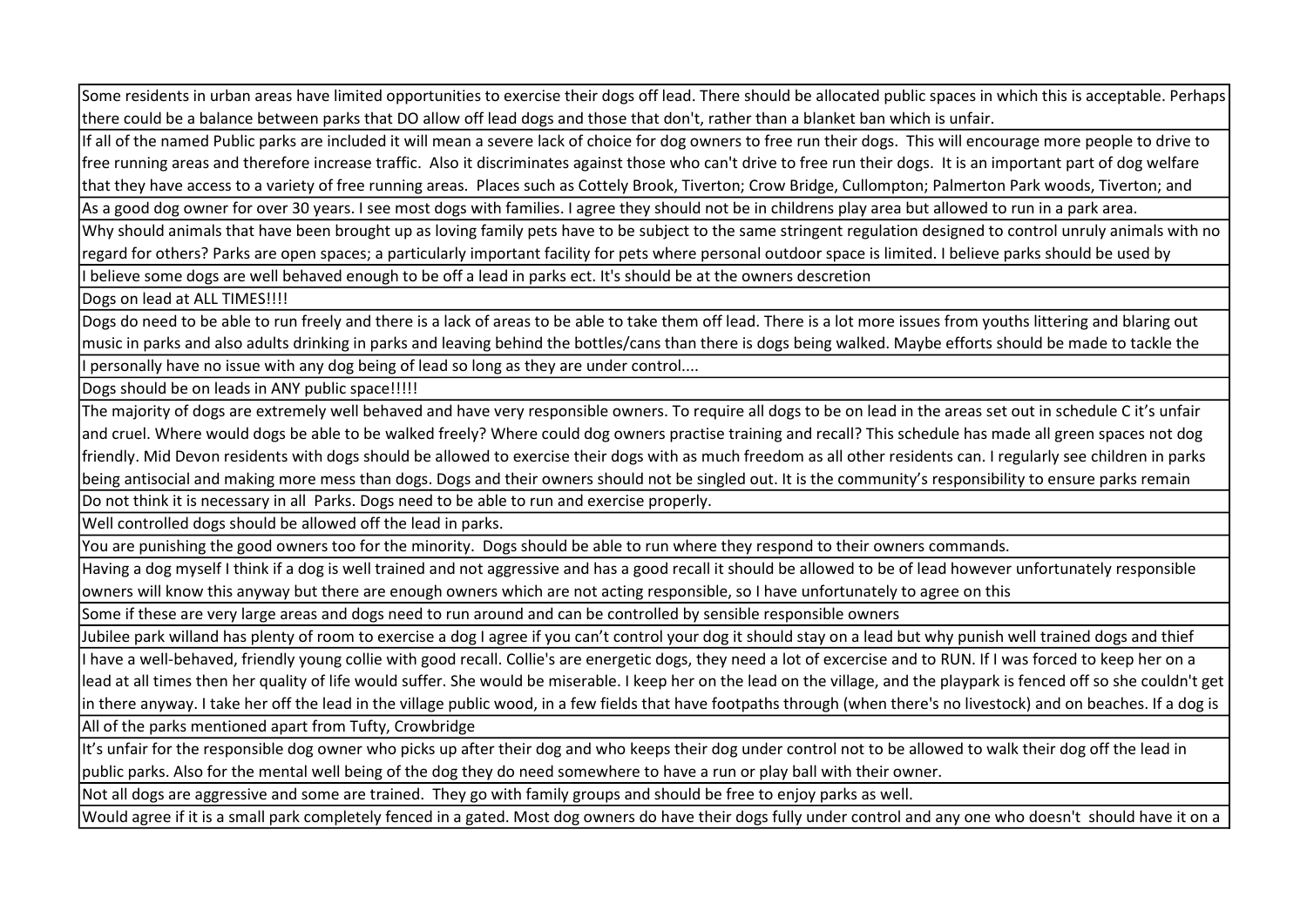| Some residents in urban areas have limited opportunities to exercise their dogs off lead. There should be allocated public spaces in which this is acceptable. Perhaps there could be a balance between parks that DO allow off lead dogs and those that don't, rather than a blanket ban which is unfair. |
|---|
| If all of the named Public parks are included it will mean a severe lack of choice for dog owners to free run their dogs. This will encourage more people to drive to free running areas and therefore increase traffic. Also it discriminates against those who can't drive to free run their dogs. It is an important part of dog welfare that they have access to a variety of free running areas. Places such as Cottely Brook, Tiverton; Crow Bridge, Cullompton; Palmerton Park woods, Tiverton; and |
| As a good dog owner for over 30 years. I see most dogs with families. I agree they should not be in childrens play area but allowed to run in a park area. |
| Why should animals that have been brought up as loving family pets have to be subject to the same stringent regulation designed to control unruly animals with no regard for others? Parks are open spaces; a particularly important facility for pets where personal outdoor space is limited. I believe parks should be used by |
| I believe some dogs are well behaved enough to be off a lead in parks ect. It's should be at the owners descretion |
| Dogs on lead at ALL TIMES!!!! |
| Dogs do need to be able to run freely and there is a lack of areas to be able to take them off lead. There is a lot more issues from youths littering and blaring out music in parks and also adults drinking in parks and leaving behind the bottles/cans than there is dogs being walked. Maybe efforts should be made to tackle the |
| I personally have no issue with any dog being of lead so long as they are under control.... |
| Dogs should be on leads in ANY public space!!!!! |
| The majority of dogs are extremely well behaved and have very responsible owners. To require all dogs to be on lead in the areas set out in schedule C it's unfair and cruel. Where would dogs be able to be walked freely? Where could dog owners practise training and recall? This schedule has made all green spaces not dog friendly. Mid Devon residents with dogs should be allowed to exercise their dogs with as much freedom as all other residents can. I regularly see children in parks being antisocial and making more mess than dogs. Dogs and their owners should not be singled out. It is the community's responsibility to ensure parks remain |
| Do not think it is necessary in all Parks. Dogs need to be able to run and exercise properly. |
| Well controlled dogs should be allowed off the lead in parks. |
| You are punishing the good owners too for the minority. Dogs should be able to run where they respond to their owners commands. |
| Having a dog myself I think if a dog is well trained and not aggressive and has a good recall it should be allowed to be of lead however unfortunately responsible owners will know this anyway but there are enough owners which are not acting responsible, so I have unfortunately to agree on this |
| Some if these are very large areas and dogs need to run around and can be controlled by sensible responsible owners |
| Jubilee park willand has plenty of room to exercise a dog I agree if you can't control your dog it should stay on a lead but why punish well trained dogs and thief |
| I have a well-behaved, friendly young collie with good recall. Collie's are energetic dogs, they need a lot of excercise and to RUN. If I was forced to keep her on a lead at all times then her quality of life would suffer. She would be miserable. I keep her on the lead on the village, and the playpark is fenced off so she couldn't get in there anyway. I take her off the lead in the village public wood, in a few fields that have footpaths through (when there's no livestock) and on beaches. If a dog is |
| All of the parks mentioned apart from Tufty, Crowbridge |
| It's unfair for the responsible dog owner who picks up after their dog and who keeps their dog under control not to be allowed to walk their dog off the lead in public parks. Also for the mental well being of the dog they do need somewhere to have a run or play ball with their owner. |
| Not all dogs are aggressive and some are trained. They go with family groups and should be free to enjoy parks as well. |
| Would agree if it is a small park completely fenced in a gated. Most dog owners do have their dogs fully under control and any one who doesn't should have it on a |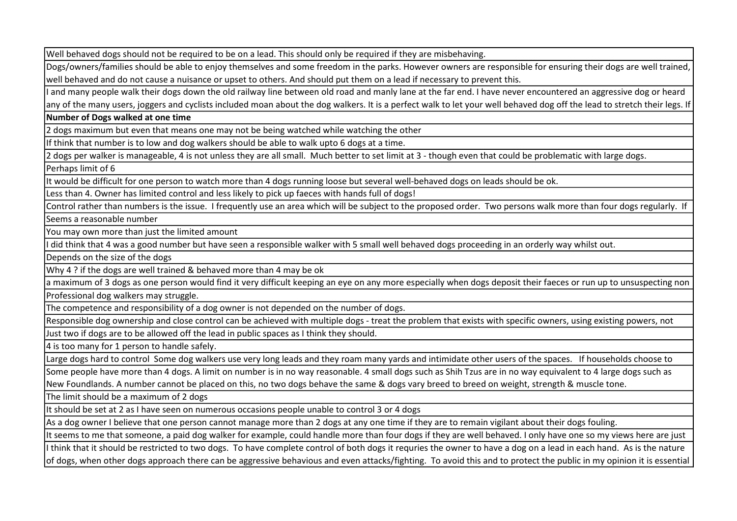| Well behaved dogs should not be required to be on a lead. This should only be required if they are misbehaving. |
|---|
| Dogs/owners/families should be able to enjoy themselves and some freedom in the parks. However owners are responsible for ensuring their dogs are well trained, well behaved and do not cause a nuisance or upset to others. And should put them on a lead if necessary to prevent this. |
| I and many people walk their dogs down the old railway line between old road and manly lane at the far end. I have never encountered an aggressive dog or heard any of the many users, joggers and cyclists included moan about the dog walkers. It is a perfect walk to let your well behaved dog off the lead to stretch their legs. If |
| **Number of Dogs walked at one time** |
| 2 dogs maximum but even that means one may not be being watched while watching the other |
| If think that number is to low and dog walkers should be able to walk upto 6 dogs at a time. |
| 2 dogs per walker is manageable, 4 is not unless they are all small. Much better to set limit at 3 - though even that could be problematic with large dogs. |
| Perhaps limit of 6 |
| It would be difficult for one person to watch more than 4 dogs running loose but several well-behaved dogs on leads should be ok. |
| Less than 4. Owner has limited control and less likely to pick up faeces with hands full of dogs! |
| Control rather than numbers is the issue. I frequently use an area which will be subject to the proposed order. Two persons walk more than four dogs regularly. If |
| Seems a reasonable number |
| You may own more than just the limited amount |
| I did think that 4 was a good number but have seen a responsible walker with 5 small well behaved dogs proceeding in an orderly way whilst out. |
| Depends on the size of the dogs |
| Why 4 ? if the dogs are well trained & behaved more than 4 may be ok |
| a maximum of 3 dogs as one person would find it very difficult keeping an eye on any more especially when dogs deposit their faeces or run up to unsuspecting non |
| Professional dog walkers may struggle. |
| The competence and responsibility of a dog owner is not depended on the number of dogs. |
| Responsible dog ownership and close control can be achieved with multiple dogs - treat the problem that exists with specific owners, using existing powers, not |
| Just two if dogs are to be allowed off the lead in public spaces as I think they should. |
| 4 is too many for 1 person to handle safely. |
| Large dogs hard to control Some dog walkers use very long leads and they roam many yards and intimidate other users of the spaces. If households choose to |
| Some people have more than 4 dogs. A limit on number is in no way reasonable. 4 small dogs such as Shih Tzus are in no way equivalent to 4 large dogs such as New Foundlands. A number cannot be placed on this, no two dogs behave the same & dogs vary breed to breed on weight, strength & muscle tone. |
| The limit should be a maximum of 2 dogs |
| It should be set at 2 as I have seen on numerous occasions people unable to control 3 or 4 dogs |
| As a dog owner I believe that one person cannot manage more than 2 dogs at any one time if they are to remain vigilant about their dogs fouling. |
| It seems to me that someone, a paid dog walker for example, could handle more than four dogs if they are well behaved. I only have one so my views here are just |
| I think that it should be restricted to two dogs. To have complete control of both dogs it requries the owner to have a dog on a lead in each hand. As is the nature of dogs, when other dogs approach there can be aggressive behavious and even attacks/fighting. To avoid this and to protect the public in my opinion it is essential |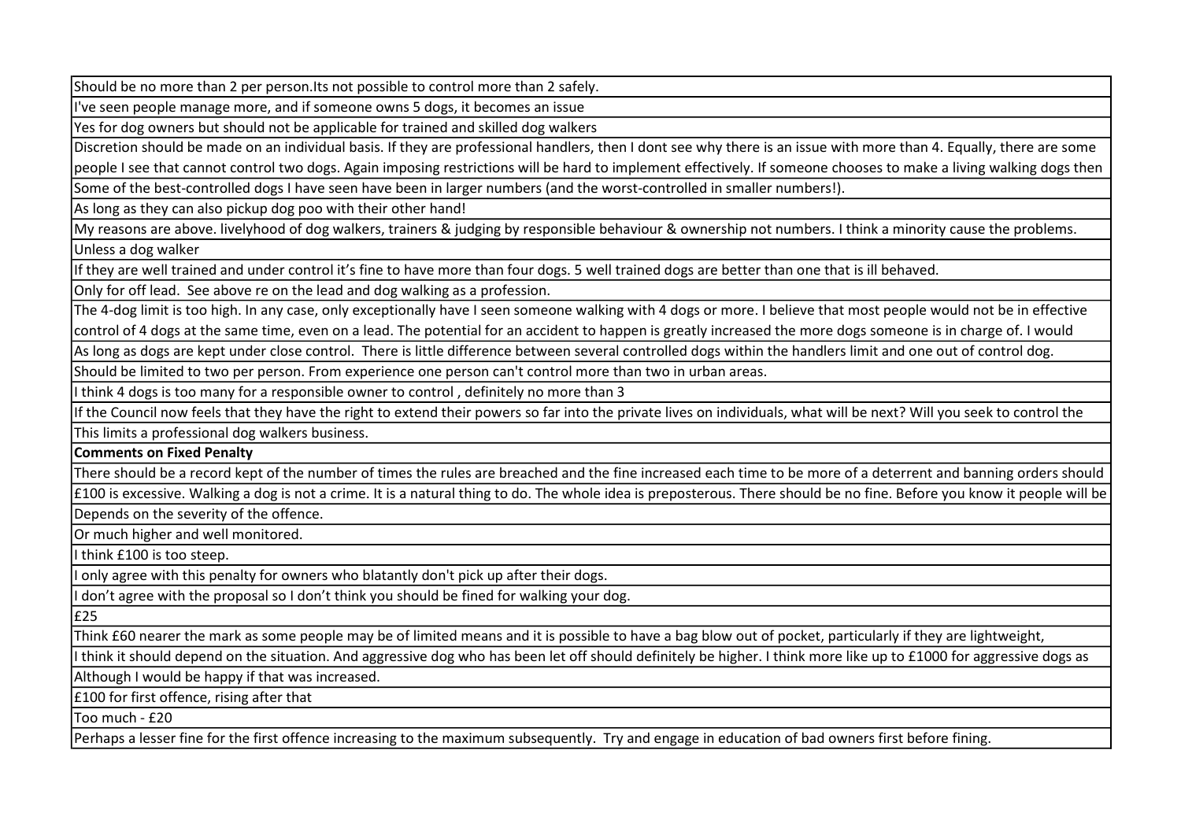| |
|---|
| Should be no more than 2 per person.Its not possible to control more than 2 safely. |
| I've seen people manage more, and if someone owns 5 dogs, it becomes an issue |
| Yes for dog owners but should not be applicable for trained and skilled dog walkers |
| Discretion should be made on an individual basis. If they are professional handlers, then I dont see why there is an issue with more than 4. Equally, there are some people I see that cannot control two dogs. Again imposing restrictions will be hard to implement effectively. If someone chooses to make a living walking dogs then |
| Some of the best-controlled dogs I have seen have been in larger numbers (and the worst-controlled in smaller numbers!). |
| As long as they can also pickup dog poo with their other hand! |
| My reasons are above. livelyhood of dog walkers, trainers & judging by responsible behaviour & ownership not numbers. I think a minority cause the problems. |
| Unless a dog walker |
| If they are well trained and under control it's fine to have more than four dogs. 5 well trained dogs are better than one that is ill behaved. |
| Only for off lead. See above re on the lead and dog walking as a profession. |
| The 4-dog limit is too high. In any case, only exceptionally have I seen someone walking with 4 dogs or more. I believe that most people would not be in effective control of 4 dogs at the same time, even on a lead. The potential for an accident to happen is greatly increased the more dogs someone is in charge of. I would |
| As long as dogs are kept under close control. There is little difference between several controlled dogs within the handlers limit and one out of control dog. |
| Should be limited to two per person. From experience one person can't control more than two in urban areas. |
| I think 4 dogs is too many for a responsible owner to control , definitely no more than 3 |
| If the Council now feels that they have the right to extend their powers so far into the private lives on individuals, what will be next? Will you seek to control the |
| This limits a professional dog walkers business. |
| **Comments on Fixed Penalty** |
| There should be a record kept of the number of times the rules are breached and the fine increased each time to be more of a deterrent and banning orders should |
| £100 is excessive. Walking a dog is not a crime. It is a natural thing to do. The whole idea is preposterous. There should be no fine. Before you know it people will be |
| Depends on the severity of the offence. |
| Or much higher and well monitored. |
| I think £100 is too steep. |
| I only agree with this penalty for owners who blatantly don't pick up after their dogs. |
| I don't agree with the proposal so I don't think you should be fined for walking your dog. |
| £25 |
| Think £60 nearer the mark as some people may be of limited means and it is possible to have a bag blow out of pocket, particularly if they are lightweight, |
| I think it should depend on the situation. And aggressive dog who has been let off should definitely be higher. I think more like up to £1000 for aggressive dogs as |
| Although I would be happy if that was increased. |
| £100 for first offence, rising after that |
| Too much - £20 |
| Perhaps a lesser fine for the first offence increasing to the maximum subsequently. Try and engage in education of bad owners first before fining. |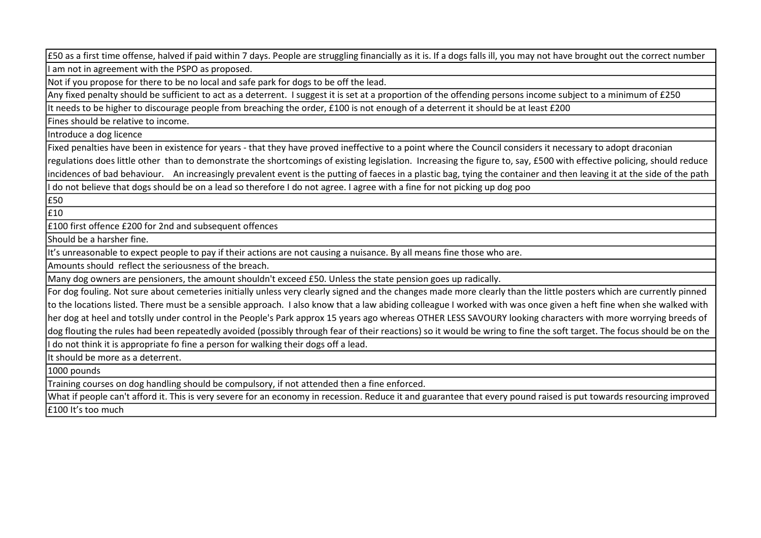| |
|---|
| £50 as a first time offense, halved if paid within 7 days. People are struggling financially as it is. If a dogs falls ill, you may not have brought out the correct number |
| I am not in agreement with the PSPO as proposed. |
| Not if you propose for there to be no local and safe park for dogs to be off the lead. |
| Any fixed penalty should be sufficient to act as a deterrent. I suggest it is set at a proportion of the offending persons income subject to a minimum of £250 |
| It needs to be higher to discourage people from breaching the order, £100 is not enough of a deterrent it should be at least £200 |
| Fines should be relative to income. |
| Introduce a dog licence |
| Fixed penalties have been in existence for years - that they have proved ineffective to a point where the Council considers it necessary to adopt draconian regulations does little other than to demonstrate the shortcomings of existing legislation. Increasing the figure to, say, £500 with effective policing, should reduce incidences of bad behaviour. An increasingly prevalent event is the putting of faeces in a plastic bag, tying the container and then leaving it at the side of the path |
| I do not believe that dogs should be on a lead so therefore I do not agree. I agree with a fine for not picking up dog poo |
| £50 |
| £10 |
| £100 first offence £200 for 2nd and subsequent offences |
| Should be a harsher fine. |
| It's unreasonable to expect people to pay if their actions are not causing a nuisance. By all means fine those who are. |
| Amounts should reflect the seriousness of the breach. |
| Many dog owners are pensioners, the amount shouldn't exceed £50. Unless the state pension goes up radically. |
| For dog fouling. Not sure about cemeteries initially unless very clearly signed and the changes made more clearly than the little posters which are currently pinned to the locations listed. There must be a sensible approach. I also know that a law abiding colleague I worked with was once given a heft fine when she walked with her dog at heel and totslly under control in the People's Park approx 15 years ago whereas OTHER LESS SAVOURY looking characters with more worrying breeds of dog flouting the rules had been repeatedly avoided (possibly through fear of their reactions) so it would be wring to fine the soft target. The focus should be on the |
| I do not think it is appropriate fo fine a person for walking their dogs off a lead. |
| It should be more as a deterrent. |
| 1000 pounds |
| Training courses on dog handling should be compulsory, if not attended then a fine enforced. |
| What if people can't afford it. This is very severe for an economy in recession. Reduce it and guarantee that every pound raised is put towards resourcing improved |
| £100 It's too much |